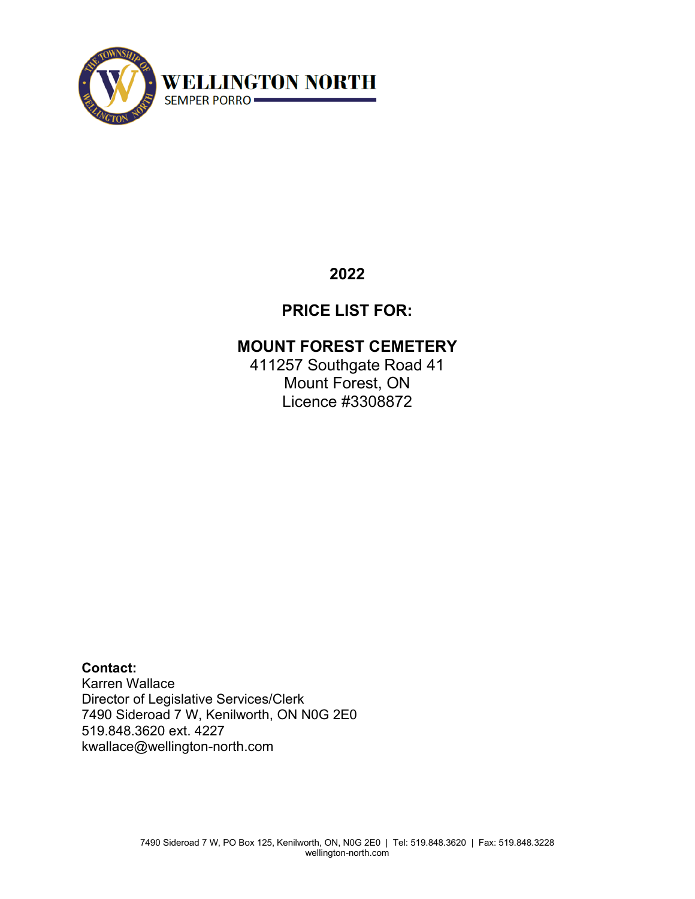WELLINGTON NORTH

SEMPER PORRO

# 2022

# PRICE LIST FOR:

# MOUNT FOREST CEMETERY

411257 Southgate Road 41
Mount Forest, ON
Licence #3308872

**Contact:**
Karren Wallace
Director of Legislative Services/Clerk
7490 Sideroad 7 W, Kenilworth, ON N0G 2E0
519.848.3620 ext. 4227
kwallace@wellington-north.com

7490 Sideroad 7 W, PO Box 125, Kenilworth, ON, N0G 2E0 | Tel: 519.848.3620 | Fax: 519.848.3228
wellington-north.com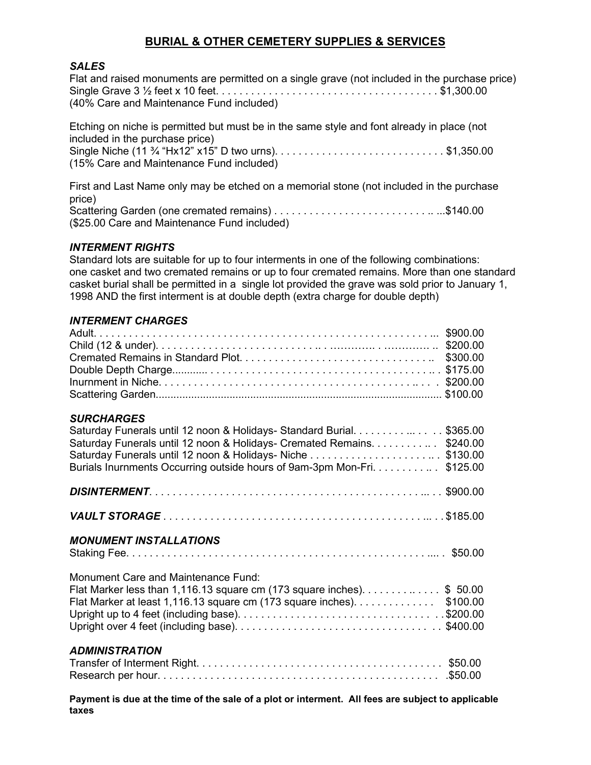# BURIAL & OTHER CEMETERY SUPPLIES & SERVICES

### *SALES*

Flat and raised monuments are permitted on a single grave (not included in the purchase price)
Single Grave 3 ½ feet x 10 feet. . . . . . . . . . . . . . . . . . . . . . . . . . . . . . . . . . . . . . $1,300.00
(40% Care and Maintenance Fund included)

Etching on niche is permitted but must be in the same style and font already in place (not included in the purchase price)
Single Niche (11 ¾ "Hx12" x15" D two urns). . . . . . . . . . . . . . . . . . . . . . . . . . . . . $1,350.00
(15% Care and Maintenance Fund included)

First and Last Name only may be etched on a memorial stone (not included in the purchase price)
Scattering Garden (one cremated remains) . . . . . . . . . . . . . . . . . . . . . . . . . . .. ...$140.00
($25.00 Care and Maintenance Fund included)

### *INTERMENT RIGHTS*

Standard lots are suitable for up to four interments in one of the following combinations: one casket and two cremated remains or up to four cremated remains. More than one standard casket burial shall be permitted in a single lot provided the grave was sold prior to January 1, 1998 AND the first interment is at double depth (extra charge for double depth)

### *INTERMENT CHARGES*

| | |
|---|---|
| Adult | $900.00 |
| Child (12 & under) | $200.00 |
| Cremated Remains in Standard Plot | $300.00 |
| Double Depth Charge | $175.00 |
| Inurnment in Niche | $200.00 |
| Scattering Garden | $100.00 |

### *SURCHARGES*

| | |
|---|---|
| Saturday Funerals until 12 noon & Holidays- Standard Burial | $365.00 |
| Saturday Funerals until 12 noon & Holidays- Cremated Remains | $240.00 |
| Saturday Funerals until 12 noon & Holidays- Niche | $130.00 |
| Burials Inurnments Occurring outside hours of 9am-3pm Mon-Fri | $125.00 |

***DISINTERMENT*** . . . . . . . . . . . . . . . . . . . . . . . . . . . . . . . . . . . . . . . . . . . . . . . $900.00

***VAULT STORAGE*** . . . . . . . . . . . . . . . . . . . . . . . . . . . . . . . . . . . . . . . . . . . . . . $185.00

### *MONUMENT INSTALLATIONS*

Staking Fee. . . . . . . . . . . . . . . . . . . . . . . . . . . . . . . . . . . . . . . . . . . . . . . . . . $50.00

Monument Care and Maintenance Fund:

| | |
|---|---|
| Flat Marker less than 1,116.13 square cm (173 square inches) | $ 50.00 |
| Flat Marker at least 1,116.13 square cm (173 square inches) | $100.00 |
| Upright up to 4 feet (including base) | $200.00 |
| Upright over 4 feet (including base) | $400.00 |

### *ADMINISTRATION*

| | |
|---|---|
| Transfer of Interment Right | $50.00 |
| Research per hour | $50.00 |

**Payment is due at the time of the sale of a plot or interment. All fees are subject to applicable taxes**